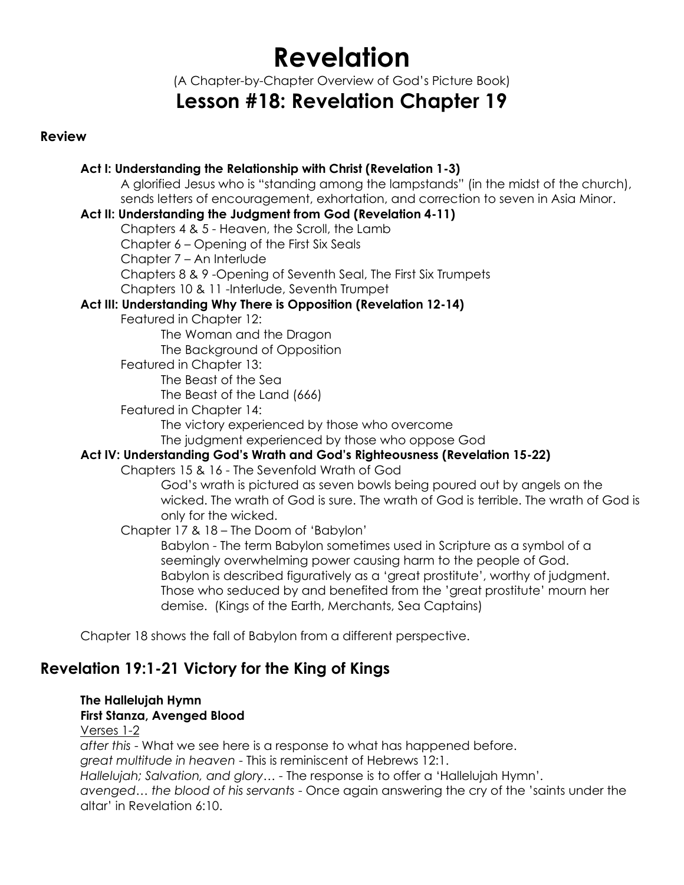# Revelation

(A Chapter-by-Chapter Overview of God's Picture Book)

## Lesson #18: Revelation Chapter 19

### Review

**Act I: Understanding the Relationship with Christ (Revelation 1-3)**

A glorified Jesus who is "standing among the lampstands" (in the midst of the church), sends letters of encouragement, exhortation, and correction to seven in Asia Minor.

**Act II: Understanding the Judgment from God (Revelation 4-11)**

Chapters 4 & 5 - Heaven, the Scroll, the Lamb
Chapter 6 – Opening of the First Six Seals
Chapter 7 – An Interlude
Chapters 8 & 9 -Opening of Seventh Seal, The First Six Trumpets
Chapters 10 & 11 -Interlude, Seventh Trumpet

**Act III: Understanding Why There is Opposition (Revelation 12-14)**

Featured in Chapter 12:
The Woman and the Dragon
The Background of Opposition

Featured in Chapter 13:
The Beast of the Sea
The Beast of the Land (666)

Featured in Chapter 14:
The victory experienced by those who overcome
The judgment experienced by those who oppose God

**Act IV: Understanding God's Wrath and God's Righteousness (Revelation 15-22)**

Chapters 15 & 16 - The Sevenfold Wrath of God

God's wrath is pictured as seven bowls being poured out by angels on the wicked. The wrath of God is sure. The wrath of God is terrible. The wrath of God is only for the wicked.

Chapter 17 & 18 – The Doom of 'Babylon'

Babylon - The term Babylon sometimes used in Scripture as a symbol of a seemingly overwhelming power causing harm to the people of God.
Babylon is described figuratively as a 'great prostitute', worthy of judgment.
Those who seduced by and benefited from the 'great prostitute' mourn her demise. (Kings of the Earth, Merchants, Sea Captains)

Chapter 18 shows the fall of Babylon from a different perspective.

## Revelation 19:1-21 Victory for the King of Kings

**The Hallelujah Hymn**
**First Stanza, Avenged Blood**

Verses 1-2

*after this* - What we see here is a response to what has happened before.
*great multitude in heaven* - This is reminiscent of Hebrews 12:1.
*Hallelujah; Salvation, and glory…* - The response is to offer a 'Hallelujah Hymn'.
*avenged… the blood of his servants* - Once again answering the cry of the 'saints under the altar' in Revelation 6:10.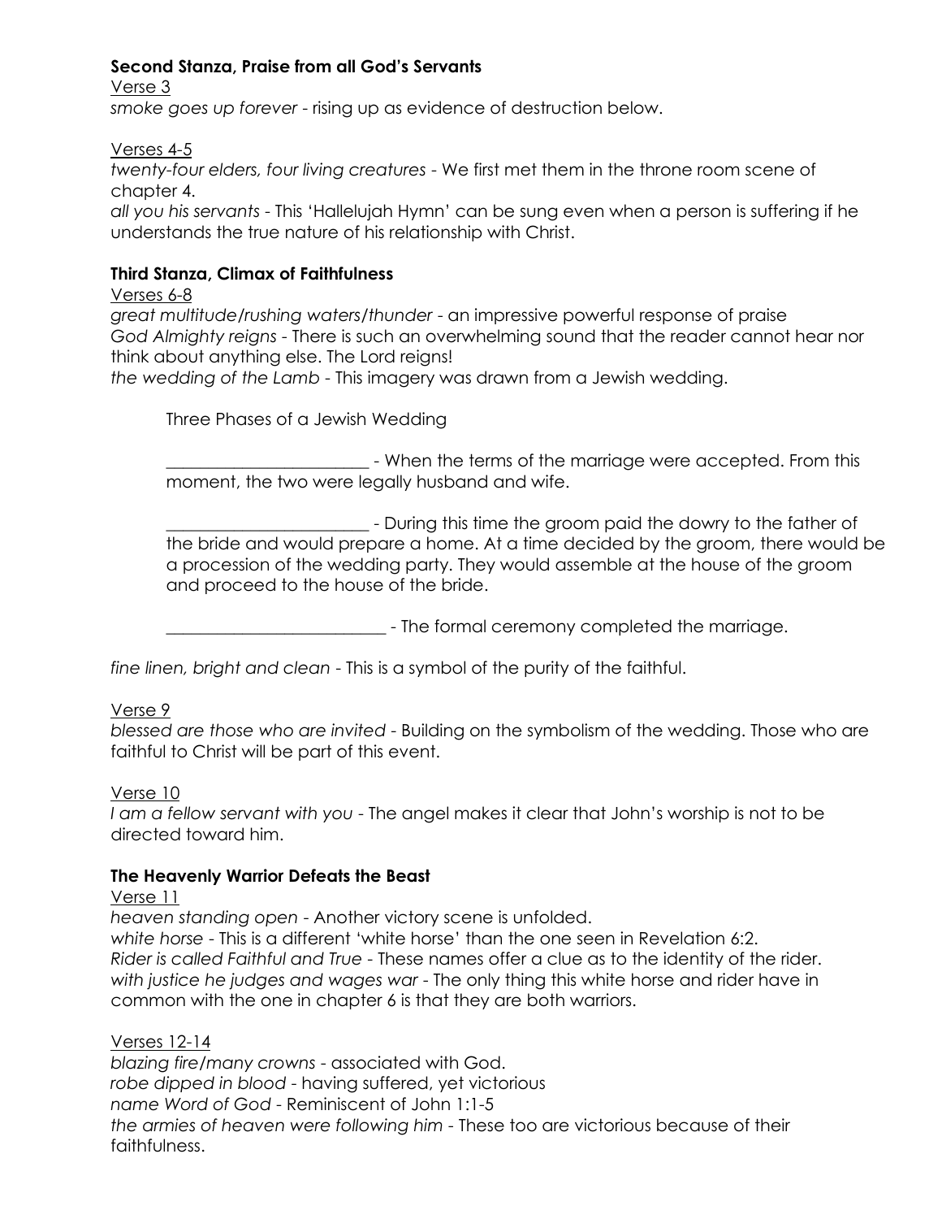**Second Stanza, Praise from all God's Servants**

Verse 3

*smoke goes up forever* - rising up as evidence of destruction below.

Verses 4-5

*twenty-four elders, four living creatures* - We first met them in the throne room scene of chapter 4.

*all you his servants* - This 'Hallelujah Hymn' can be sung even when a person is suffering if he understands the true nature of his relationship with Christ.

**Third Stanza, Climax of Faithfulness**

Verses 6-8

*great multitude/rushing waters/thunder* - an impressive powerful response of praise

*God Almighty reigns* - There is such an overwhelming sound that the reader cannot hear nor think about anything else. The Lord reigns!

*the wedding of the Lamb* - This imagery was drawn from a Jewish wedding.

Three Phases of a Jewish Wedding

________________________ - When the terms of the marriage were accepted. From this moment, the two were legally husband and wife.

________________________ - During this time the groom paid the dowry to the father of the bride and would prepare a home. At a time decided by the groom, there would be a procession of the wedding party. They would assemble at the house of the groom and proceed to the house of the bride.

__________________________ - The formal ceremony completed the marriage.

*fine linen, bright and clean* - This is a symbol of the purity of the faithful.

Verse 9

*blessed are those who are invited* - Building on the symbolism of the wedding. Those who are faithful to Christ will be part of this event.

Verse 10

*I am a fellow servant with you* - The angel makes it clear that John's worship is not to be directed toward him.

**The Heavenly Warrior Defeats the Beast**

Verse 11

*heaven standing open* - Another victory scene is unfolded.

*white horse* - This is a different 'white horse' than the one seen in Revelation 6:2.

*Rider is called Faithful and True* - These names offer a clue as to the identity of the rider.

*with justice he judges and wages war* - The only thing this white horse and rider have in common with the one in chapter 6 is that they are both warriors.

Verses 12-14

*blazing fire/many crowns* - associated with God.

*robe dipped in blood* - having suffered, yet victorious

*name Word of God* - Reminiscent of John 1:1-5

*the armies of heaven were following him* - These too are victorious because of their faithfulness.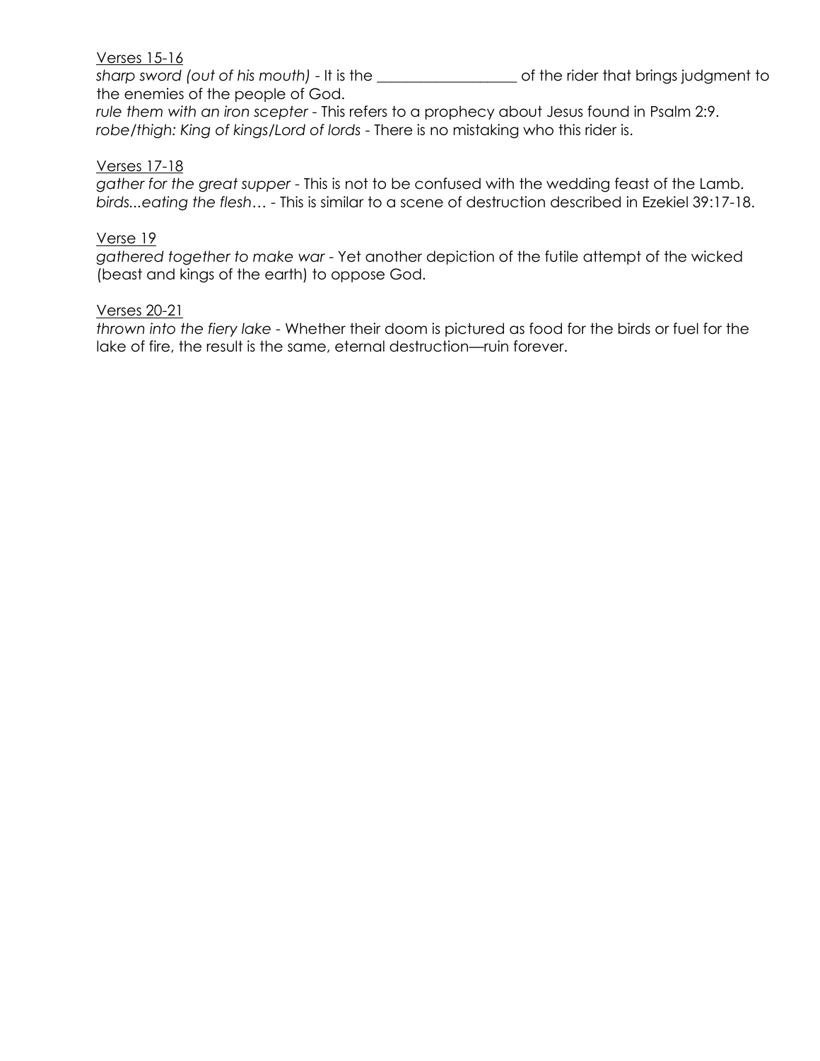<u>Verses 15-16</u>

*sharp sword (out of his mouth)* - It is the ___________________ of the rider that brings judgment to the enemies of the people of God.

*rule them with an iron scepter* - This refers to a prophecy about Jesus found in Psalm 2:9.

*robe/thigh: King of kings/Lord of lords* - There is no mistaking who this rider is.

<u>Verses 17-18</u>

*gather for the great supper* - This is not to be confused with the wedding feast of the Lamb.

*birds...eating the flesh…* - This is similar to a scene of destruction described in Ezekiel 39:17-18.

<u>Verse 19</u>

*gathered together to make war* - Yet another depiction of the futile attempt of the wicked (beast and kings of the earth) to oppose God.

<u>Verses 20-21</u>

*thrown into the fiery lake* - Whether their doom is pictured as food for the birds or fuel for the lake of fire, the result is the same, eternal destruction—ruin forever.